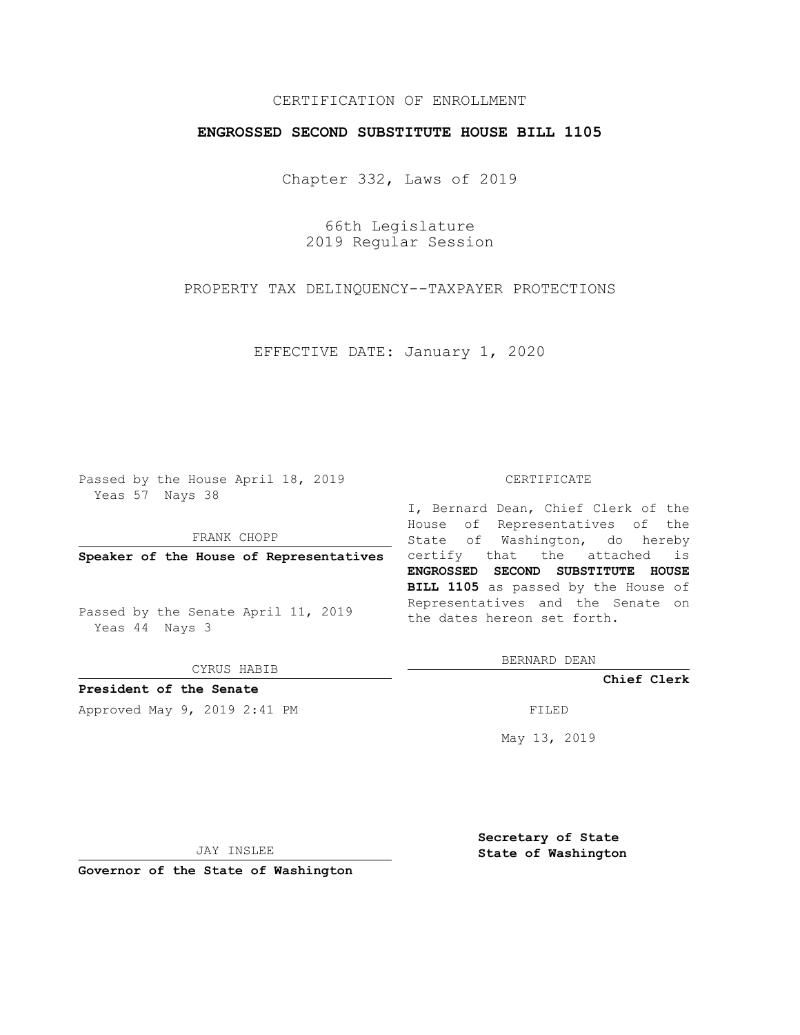CERTIFICATION OF ENROLLMENT

**ENGROSSED SECOND SUBSTITUTE HOUSE BILL 1105**

Chapter 332, Laws of 2019

66th Legislature
2019 Regular Session

PROPERTY TAX DELINQUENCY--TAXPAYER PROTECTIONS

EFFECTIVE DATE: January 1, 2020

Passed by the House April 18, 2019
Yeas 57 Nays 38

FRANK CHOPP

**Speaker of the House of Representatives**

Passed by the Senate April 11, 2019
Yeas 44 Nays 3

CYRUS HABIB

**President of the Senate**

Approved May 9, 2019 2:41 PM

JAY INSLEE

**Governor of the State of Washington**

CERTIFICATE

I, Bernard Dean, Chief Clerk of the House of Representatives of the State of Washington, do hereby certify that the attached is **ENGROSSED SECOND SUBSTITUTE HOUSE BILL 1105** as passed by the House of Representatives and the Senate on the dates hereon set forth.

BERNARD DEAN

**Chief Clerk**

FILED

May 13, 2019

**Secretary of State**
**State of Washington**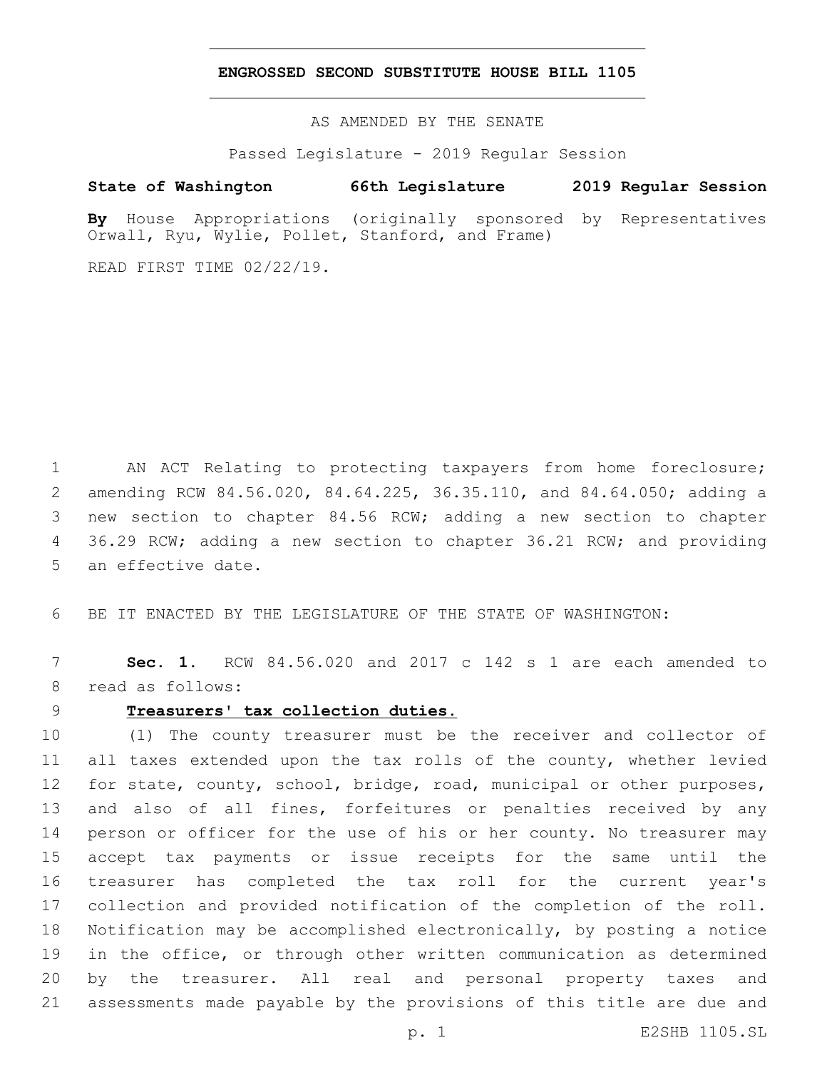# ENGROSSED SECOND SUBSTITUTE HOUSE BILL 1105

AS AMENDED BY THE SENATE

Passed Legislature - 2019 Regular Session

**State of Washington 66th Legislature 2019 Regular Session**

**By** House Appropriations (originally sponsored by Representatives Orwall, Ryu, Wylie, Pollet, Stanford, and Frame)

READ FIRST TIME 02/22/19.

AN ACT Relating to protecting taxpayers from home foreclosure; amending RCW 84.56.020, 84.64.225, 36.35.110, and 84.64.050; adding a new section to chapter 84.56 RCW; adding a new section to chapter 36.29 RCW; adding a new section to chapter 36.21 RCW; and providing an effective date.

BE IT ENACTED BY THE LEGISLATURE OF THE STATE OF WASHINGTON:

**Sec. 1.** RCW 84.56.020 and 2017 c 142 s 1 are each amended to read as follows:

**Treasurers' tax collection duties.**

(1) The county treasurer must be the receiver and collector of all taxes extended upon the tax rolls of the county, whether levied for state, county, school, bridge, road, municipal or other purposes, and also of all fines, forfeitures or penalties received by any person or officer for the use of his or her county. No treasurer may accept tax payments or issue receipts for the same until the treasurer has completed the tax roll for the current year's collection and provided notification of the completion of the roll. Notification may be accomplished electronically, by posting a notice in the office, or through other written communication as determined by the treasurer. All real and personal property taxes and assessments made payable by the provisions of this title are due and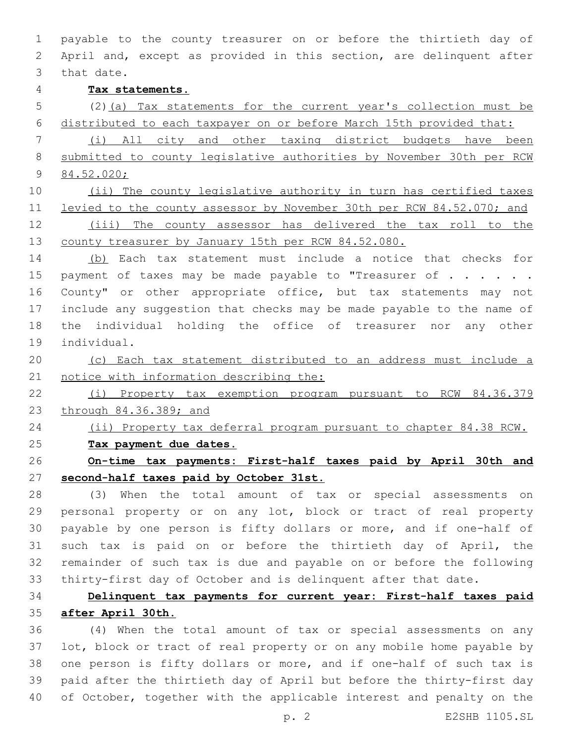payable to the county treasurer on or before the thirtieth day of April and, except as provided in this section, are delinquent after that date.

**Tax statements.**

(2)(a) Tax statements for the current year's collection must be distributed to each taxpayer on or before March 15th provided that:

(i) All city and other taxing district budgets have been submitted to county legislative authorities by November 30th per RCW 84.52.020;

(ii) The county legislative authority in turn has certified taxes levied to the county assessor by November 30th per RCW 84.52.070; and

(iii) The county assessor has delivered the tax roll to the county treasurer by January 15th per RCW 84.52.080.

(b) Each tax statement must include a notice that checks for payment of taxes may be made payable to "Treasurer of . . . . . . County" or other appropriate office, but tax statements may not include any suggestion that checks may be made payable to the name of the individual holding the office of treasurer nor any other individual.

(c) Each tax statement distributed to an address must include a notice with information describing the:

(i) Property tax exemption program pursuant to RCW 84.36.379 through 84.36.389; and

(ii) Property tax deferral program pursuant to chapter 84.38 RCW.

**Tax payment due dates.**

**On-time tax payments: First-half taxes paid by April 30th and second-half taxes paid by October 31st.**

(3) When the total amount of tax or special assessments on personal property or on any lot, block or tract of real property payable by one person is fifty dollars or more, and if one-half of such tax is paid on or before the thirtieth day of April, the remainder of such tax is due and payable on or before the following thirty-first day of October and is delinquent after that date.

**Delinquent tax payments for current year: First-half taxes paid after April 30th.**

(4) When the total amount of tax or special assessments on any lot, block or tract of real property or on any mobile home payable by one person is fifty dollars or more, and if one-half of such tax is paid after the thirtieth day of April but before the thirty-first day of October, together with the applicable interest and penalty on the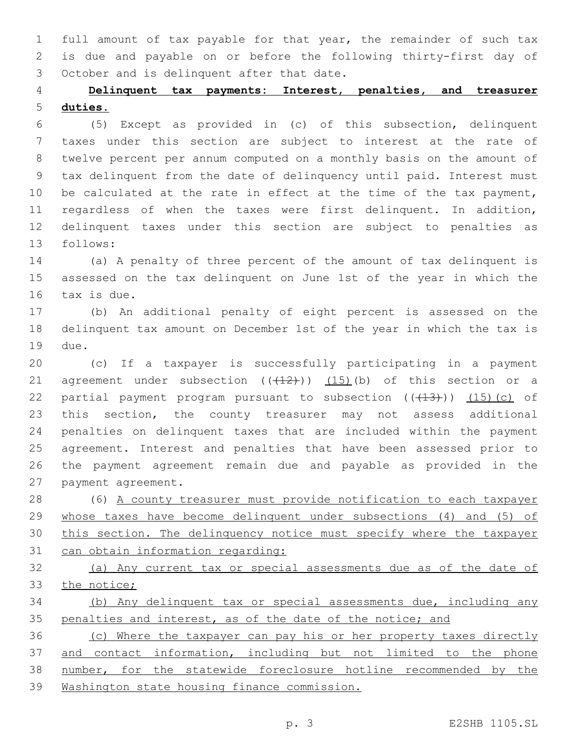full amount of tax payable for that year, the remainder of such tax is due and payable on or before the following thirty-first day of October and is delinquent after that date.

**Delinquent tax payments: Interest, penalties, and treasurer duties.**

(5) Except as provided in (c) of this subsection, delinquent taxes under this section are subject to interest at the rate of twelve percent per annum computed on a monthly basis on the amount of tax delinquent from the date of delinquency until paid. Interest must be calculated at the rate in effect at the time of the tax payment, regardless of when the taxes were first delinquent. In addition, delinquent taxes under this section are subject to penalties as follows:

(a) A penalty of three percent of the amount of tax delinquent is assessed on the tax delinquent on June 1st of the year in which the tax is due.

(b) An additional penalty of eight percent is assessed on the delinquent tax amount on December 1st of the year in which the tax is due.

(c) If a taxpayer is successfully participating in a payment agreement under subsection ((~~(12)~~)) <u>(15)</u>(b) of this section or a partial payment program pursuant to subsection ((~~(13)~~)) <u>(15)(c)</u> of this section, the county treasurer may not assess additional penalties on delinquent taxes that are included within the payment agreement. Interest and penalties that have been assessed prior to the payment agreement remain due and payable as provided in the payment agreement.

(6) <u>A county treasurer must provide notification to each taxpayer whose taxes have become delinquent under subsections (4) and (5) of this section. The delinquency notice must specify where the taxpayer can obtain information regarding:</u>

<u>(a) Any current tax or special assessments due as of the date of the notice;</u>

<u>(b) Any delinquent tax or special assessments due, including any penalties and interest, as of the date of the notice; and</u>

<u>(c) Where the taxpayer can pay his or her property taxes directly and contact information, including but not limited to the phone number, for the statewide foreclosure hotline recommended by the Washington state housing finance commission.</u>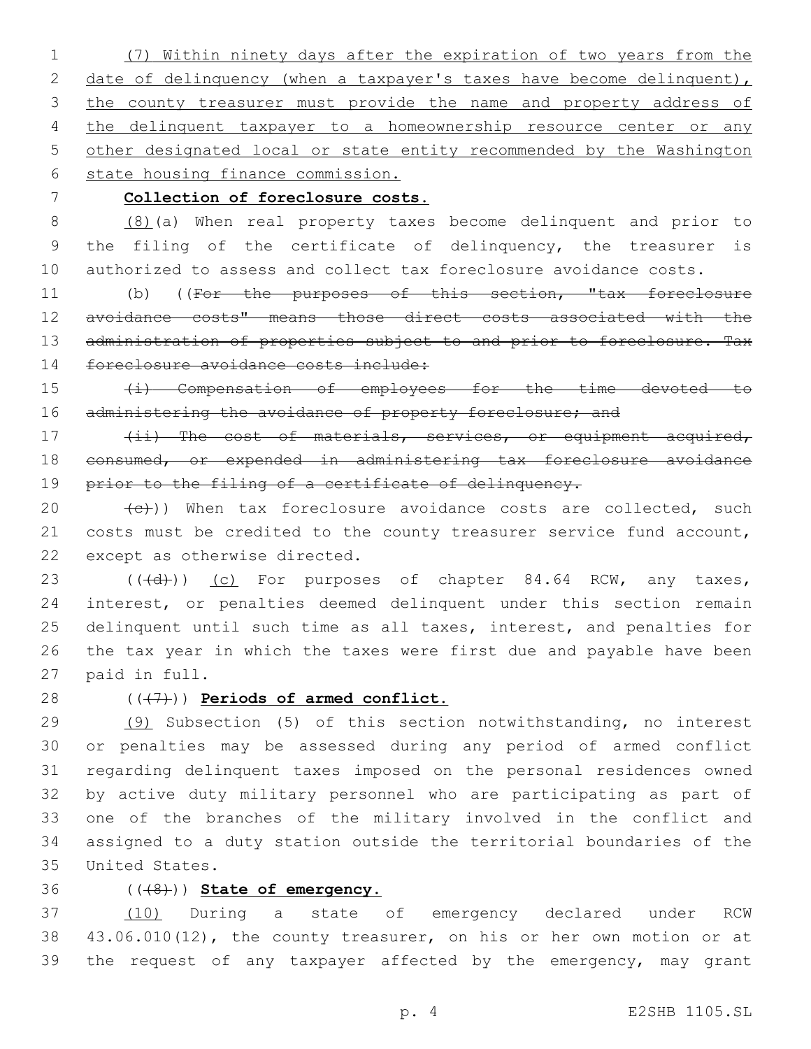(7) Within ninety days after the expiration of two years from the date of delinquency (when a taxpayer's taxes have become delinquent), the county treasurer must provide the name and property address of the delinquent taxpayer to a homeownership resource center or any other designated local or state entity recommended by the Washington state housing finance commission.

**Collection of foreclosure costs.**

(8)(a) When real property taxes become delinquent and prior to the filing of the certificate of delinquency, the treasurer is authorized to assess and collect tax foreclosure avoidance costs.

(b) ((~~For the purposes of this section, "tax foreclosure avoidance costs" means those direct costs associated with the administration of properties subject to and prior to foreclosure. Tax foreclosure avoidance costs include:~~

~~(i) Compensation of employees for the time devoted to administering the avoidance of property foreclosure; and~~

~~(ii) The cost of materials, services, or equipment acquired, consumed, or expended in administering tax foreclosure avoidance prior to the filing of a certificate of delinquency.~~

~~(c)~~)) When tax foreclosure avoidance costs are collected, such costs must be credited to the county treasurer service fund account, except as otherwise directed.

((~~(d)~~)) (c) For purposes of chapter 84.64 RCW, any taxes, interest, or penalties deemed delinquent under this section remain delinquent until such time as all taxes, interest, and penalties for the tax year in which the taxes were first due and payable have been paid in full.

((~~(7)~~)) **Periods of armed conflict.**

(9) Subsection (5) of this section notwithstanding, no interest or penalties may be assessed during any period of armed conflict regarding delinquent taxes imposed on the personal residences owned by active duty military personnel who are participating as part of one of the branches of the military involved in the conflict and assigned to a duty station outside the territorial boundaries of the United States.

((~~(8)~~)) **State of emergency.**

(10) During a state of emergency declared under RCW 43.06.010(12), the county treasurer, on his or her own motion or at the request of any taxpayer affected by the emergency, may grant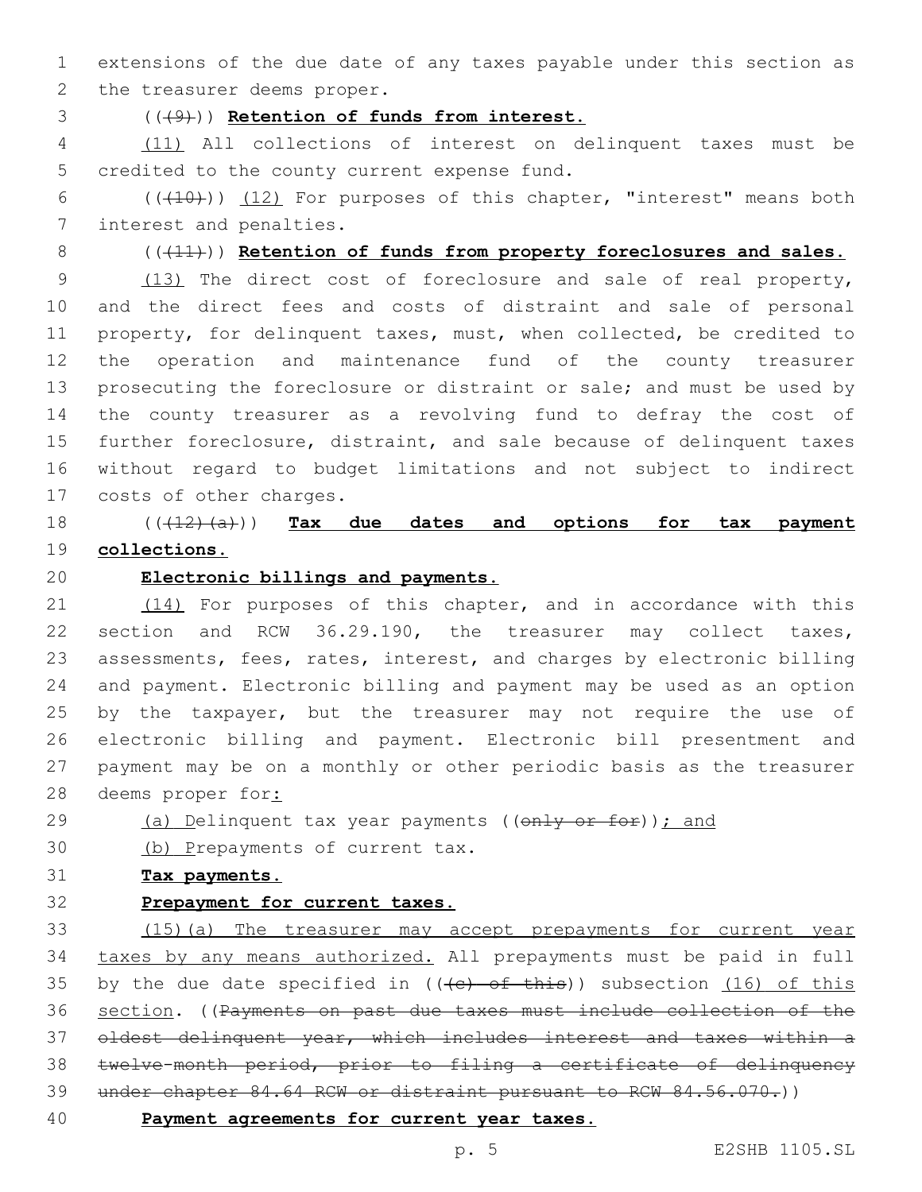extensions of the due date of any taxes payable under this section as the treasurer deems proper.

((~~(9)~~)) **Retention of funds from interest.**

(11) All collections of interest on delinquent taxes must be credited to the county current expense fund.

((~~(10)~~)) (12) For purposes of this chapter, "interest" means both interest and penalties.

((~~(11)~~)) **Retention of funds from property foreclosures and sales.**

(13) The direct cost of foreclosure and sale of real property, and the direct fees and costs of distraint and sale of personal property, for delinquent taxes, must, when collected, be credited to the operation and maintenance fund of the county treasurer prosecuting the foreclosure or distraint or sale; and must be used by the county treasurer as a revolving fund to defray the cost of further foreclosure, distraint, and sale because of delinquent taxes without regard to budget limitations and not subject to indirect costs of other charges.

((~~(12)(a)~~)) **Tax due dates and options for tax payment collections.**

**Electronic billings and payments.**

(14) For purposes of this chapter, and in accordance with this section and RCW 36.29.190, the treasurer may collect taxes, assessments, fees, rates, interest, and charges by electronic billing and payment. Electronic billing and payment may be used as an option by the taxpayer, but the treasurer may not require the use of electronic billing and payment. Electronic bill presentment and payment may be on a monthly or other periodic basis as the treasurer deems proper for:

(a) Delinquent tax year payments ((~~only or for~~)); and

(b) Prepayments of current tax.

**Tax payments.**

**Prepayment for current taxes.**

(15)(a) The treasurer may accept prepayments for current year taxes by any means authorized. All prepayments must be paid in full by the due date specified in ((~~(c) of this~~)) subsection (16) of this section. ((~~Payments on past due taxes must include collection of the oldest delinquent year, which includes interest and taxes within a twelve-month period, prior to filing a certificate of delinquency under chapter 84.64 RCW or distraint pursuant to RCW 84.56.070.~~))

**Payment agreements for current year taxes.**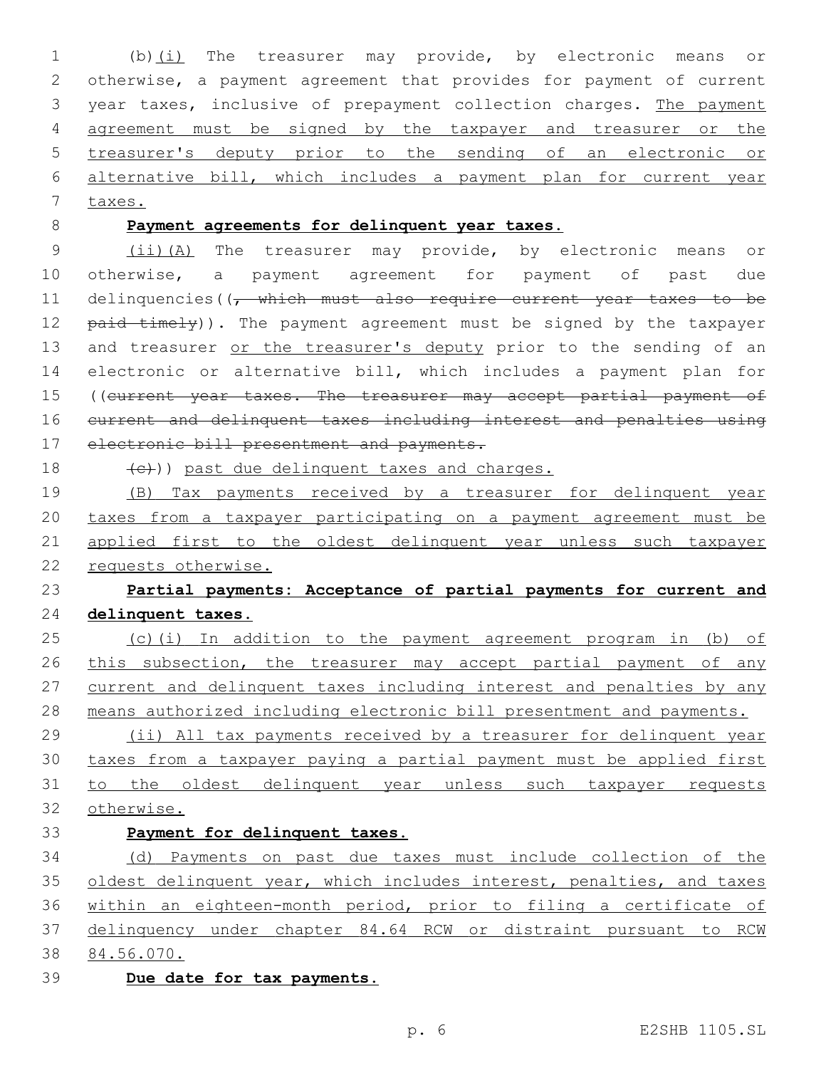(b)(i) The treasurer may provide, by electronic means or otherwise, a payment agreement that provides for payment of current year taxes, inclusive of prepayment collection charges. The payment agreement must be signed by the taxpayer and treasurer or the treasurer's deputy prior to the sending of an electronic or alternative bill, which includes a payment plan for current year taxes.

**Payment agreements for delinquent year taxes.**

(ii)(A) The treasurer may provide, by electronic means or otherwise, a payment agreement for payment of past due delinquencies((, which must also require current year taxes to be paid timely)). The payment agreement must be signed by the taxpayer and treasurer or the treasurer's deputy prior to the sending of an electronic or alternative bill, which includes a payment plan for ((current year taxes. The treasurer may accept partial payment of current and delinquent taxes including interest and penalties using electronic bill presentment and payments.

(c))) past due delinquent taxes and charges.

(B) Tax payments received by a treasurer for delinquent year taxes from a taxpayer participating on a payment agreement must be applied first to the oldest delinquent year unless such taxpayer requests otherwise.

**Partial payments: Acceptance of partial payments for current and delinquent taxes.**

(c)(i) In addition to the payment agreement program in (b) of this subsection, the treasurer may accept partial payment of any current and delinquent taxes including interest and penalties by any means authorized including electronic bill presentment and payments.

(ii) All tax payments received by a treasurer for delinquent year taxes from a taxpayer paying a partial payment must be applied first to the oldest delinquent year unless such taxpayer requests otherwise.

**Payment for delinquent taxes.**

(d) Payments on past due taxes must include collection of the oldest delinquent year, which includes interest, penalties, and taxes within an eighteen-month period, prior to filing a certificate of delinquency under chapter 84.64 RCW or distraint pursuant to RCW 84.56.070.

**Due date for tax payments.**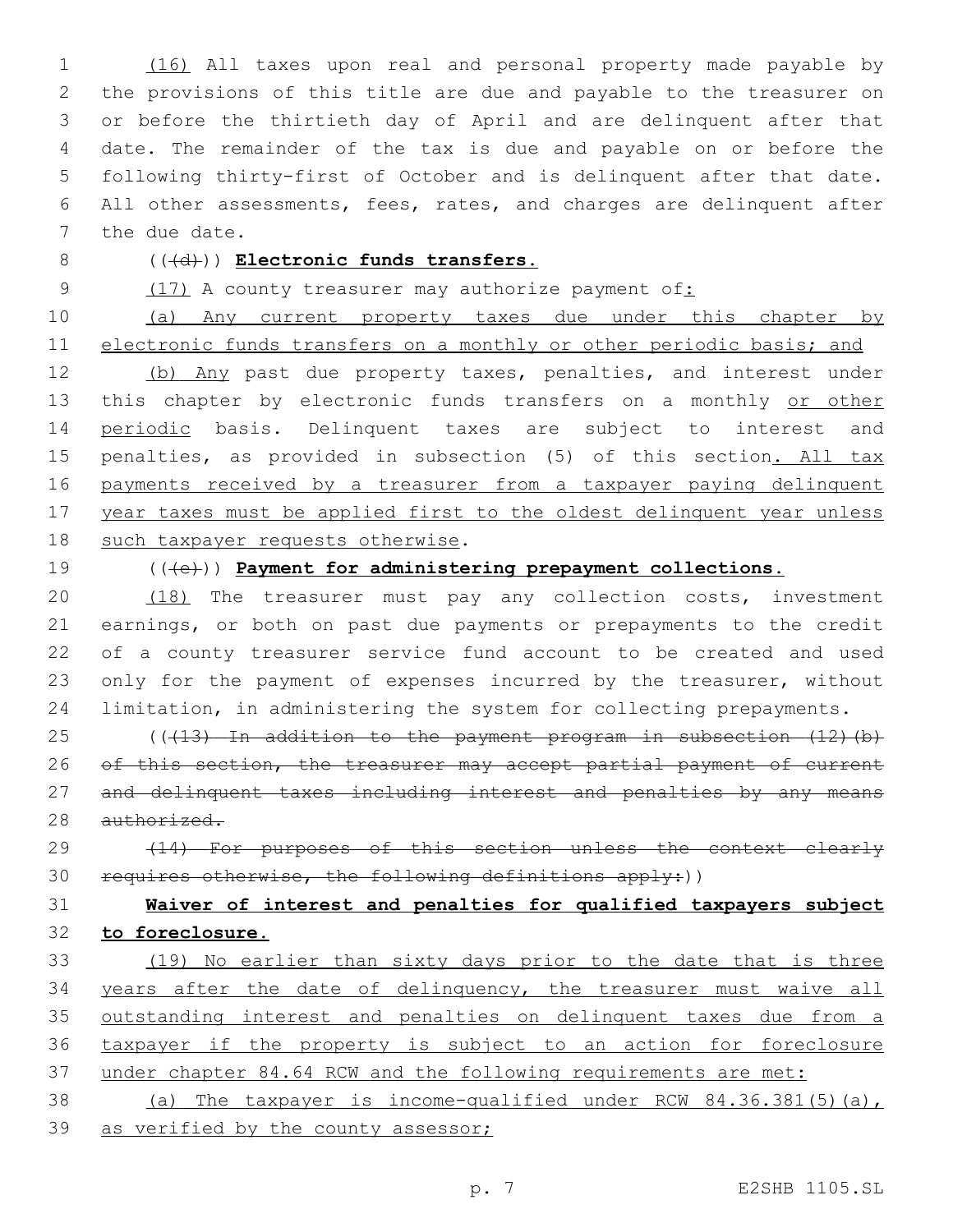(16) All taxes upon real and personal property made payable by the provisions of this title are due and payable to the treasurer on or before the thirtieth day of April and are delinquent after that date. The remainder of the tax is due and payable on or before the following thirty-first of October and is delinquent after that date. All other assessments, fees, rates, and charges are delinquent after the due date.

((~~(d)~~)) **Electronic funds transfers.**

(17) A county treasurer may authorize payment of:

(a) Any current property taxes due under this chapter by electronic funds transfers on a monthly or other periodic basis; and

(b) Any past due property taxes, penalties, and interest under this chapter by electronic funds transfers on a monthly or other periodic basis. Delinquent taxes are subject to interest and penalties, as provided in subsection (5) of this section. All tax payments received by a treasurer from a taxpayer paying delinquent year taxes must be applied first to the oldest delinquent year unless such taxpayer requests otherwise.

((~~(e)~~)) **Payment for administering prepayment collections.**

(18) The treasurer must pay any collection costs, investment earnings, or both on past due payments or prepayments to the credit of a county treasurer service fund account to be created and used only for the payment of expenses incurred by the treasurer, without limitation, in administering the system for collecting prepayments.

((~~(13) In addition to the payment program in subsection (12)(b) of this section, the treasurer may accept partial payment of current and delinquent taxes including interest and penalties by any means authorized.~~

~~(14) For purposes of this section unless the context clearly requires otherwise, the following definitions apply:~~))

**Waiver of interest and penalties for qualified taxpayers subject to foreclosure.**

(19) No earlier than sixty days prior to the date that is three years after the date of delinquency, the treasurer must waive all outstanding interest and penalties on delinquent taxes due from a taxpayer if the property is subject to an action for foreclosure under chapter 84.64 RCW and the following requirements are met:

(a) The taxpayer is income-qualified under RCW 84.36.381(5)(a), as verified by the county assessor;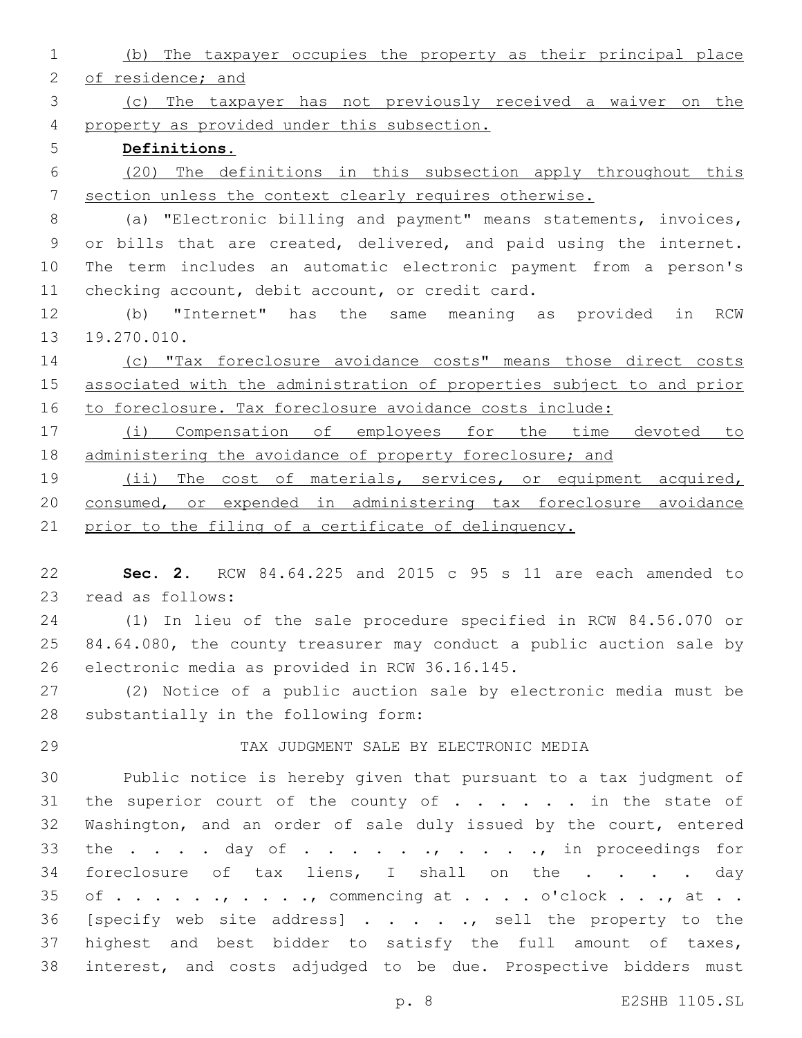(b) The taxpayer occupies the property as their principal place of residence; and

(c) The taxpayer has not previously received a waiver on the property as provided under this subsection.

**Definitions.**

(20) The definitions in this subsection apply throughout this section unless the context clearly requires otherwise.

(a) "Electronic billing and payment" means statements, invoices, or bills that are created, delivered, and paid using the internet. The term includes an automatic electronic payment from a person's checking account, debit account, or credit card.

(b) "Internet" has the same meaning as provided in RCW 19.270.010.

(c) "Tax foreclosure avoidance costs" means those direct costs associated with the administration of properties subject to and prior to foreclosure. Tax foreclosure avoidance costs include:

(i) Compensation of employees for the time devoted to administering the avoidance of property foreclosure; and

(ii) The cost of materials, services, or equipment acquired, consumed, or expended in administering tax foreclosure avoidance prior to the filing of a certificate of delinquency.

**Sec. 2.** RCW 84.64.225 and 2015 c 95 s 11 are each amended to read as follows:

(1) In lieu of the sale procedure specified in RCW 84.56.070 or 84.64.080, the county treasurer may conduct a public auction sale by electronic media as provided in RCW 36.16.145.

(2) Notice of a public auction sale by electronic media must be substantially in the following form:

TAX JUDGMENT SALE BY ELECTRONIC MEDIA

Public notice is hereby given that pursuant to a tax judgment of the superior court of the county of . . . . . . in the state of Washington, and an order of sale duly issued by the court, entered the . . . . day of . . . . . ., . . . . ., in proceedings for foreclosure of tax liens, I shall on the . . . . day of . . . . . ., . . . ., commencing at . . . . o'clock . . ., at . . [specify web site address] . . . . ., sell the property to the highest and best bidder to satisfy the full amount of taxes, interest, and costs adjudged to be due. Prospective bidders must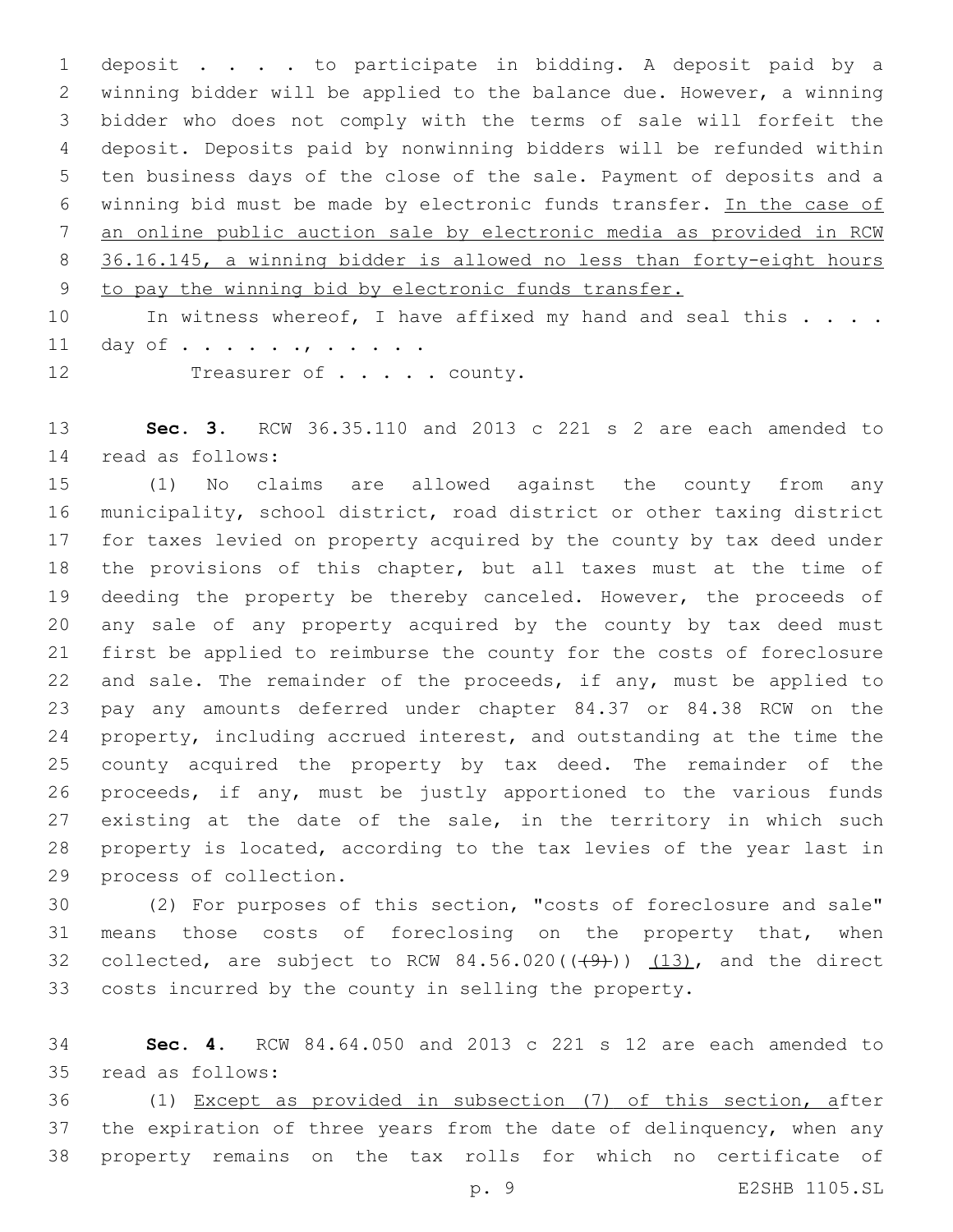deposit . . . . to participate in bidding. A deposit paid by a winning bidder will be applied to the balance due. However, a winning bidder who does not comply with the terms of sale will forfeit the deposit. Deposits paid by nonwinning bidders will be refunded within ten business days of the close of the sale. Payment of deposits and a winning bid must be made by electronic funds transfer. <u>In the case of an online public auction sale by electronic media as provided in RCW 36.16.145, a winning bidder is allowed no less than forty-eight hours to pay the winning bid by electronic funds transfer.</u>

In witness whereof, I have affixed my hand and seal this . . . . day of . . . . . ., . . . . .

Treasurer of . . . . . county.

**Sec. 3.** RCW 36.35.110 and 2013 c 221 s 2 are each amended to read as follows:

(1) No claims are allowed against the county from any municipality, school district, road district or other taxing district for taxes levied on property acquired by the county by tax deed under the provisions of this chapter, but all taxes must at the time of deeding the property be thereby canceled. However, the proceeds of any sale of any property acquired by the county by tax deed must first be applied to reimburse the county for the costs of foreclosure and sale. The remainder of the proceeds, if any, must be applied to pay any amounts deferred under chapter 84.37 or 84.38 RCW on the property, including accrued interest, and outstanding at the time the county acquired the property by tax deed. The remainder of the proceeds, if any, must be justly apportioned to the various funds existing at the date of the sale, in the territory in which such property is located, according to the tax levies of the year last in process of collection.

(2) For purposes of this section, "costs of foreclosure and sale" means those costs of foreclosing on the property that, when collected, are subject to RCW 84.56.020((~~(9)~~)) <u>(13)</u>, and the direct costs incurred by the county in selling the property.

**Sec. 4.** RCW 84.64.050 and 2013 c 221 s 12 are each amended to read as follows:

(1) <u>Except as provided in subsection (7) of this section, a</u>fter the expiration of three years from the date of delinquency, when any property remains on the tax rolls for which no certificate of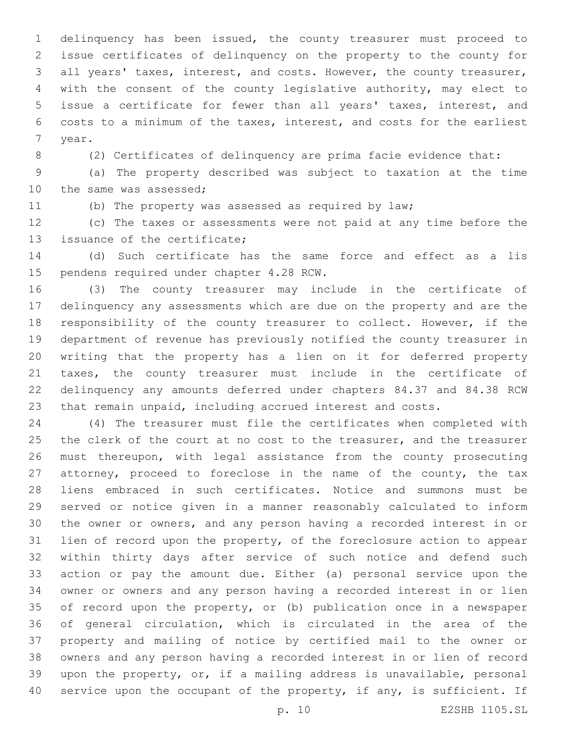delinquency has been issued, the county treasurer must proceed to issue certificates of delinquency on the property to the county for all years' taxes, interest, and costs. However, the county treasurer, with the consent of the county legislative authority, may elect to issue a certificate for fewer than all years' taxes, interest, and costs to a minimum of the taxes, interest, and costs for the earliest year.

(2) Certificates of delinquency are prima facie evidence that:

(a) The property described was subject to taxation at the time the same was assessed;

(b) The property was assessed as required by law;

(c) The taxes or assessments were not paid at any time before the issuance of the certificate;

(d) Such certificate has the same force and effect as a lis pendens required under chapter 4.28 RCW.

(3) The county treasurer may include in the certificate of delinquency any assessments which are due on the property and are the responsibility of the county treasurer to collect. However, if the department of revenue has previously notified the county treasurer in writing that the property has a lien on it for deferred property taxes, the county treasurer must include in the certificate of delinquency any amounts deferred under chapters 84.37 and 84.38 RCW that remain unpaid, including accrued interest and costs.

(4) The treasurer must file the certificates when completed with the clerk of the court at no cost to the treasurer, and the treasurer must thereupon, with legal assistance from the county prosecuting attorney, proceed to foreclose in the name of the county, the tax liens embraced in such certificates. Notice and summons must be served or notice given in a manner reasonably calculated to inform the owner or owners, and any person having a recorded interest in or lien of record upon the property, of the foreclosure action to appear within thirty days after service of such notice and defend such action or pay the amount due. Either (a) personal service upon the owner or owners and any person having a recorded interest in or lien of record upon the property, or (b) publication once in a newspaper of general circulation, which is circulated in the area of the property and mailing of notice by certified mail to the owner or owners and any person having a recorded interest in or lien of record upon the property, or, if a mailing address is unavailable, personal service upon the occupant of the property, if any, is sufficient. If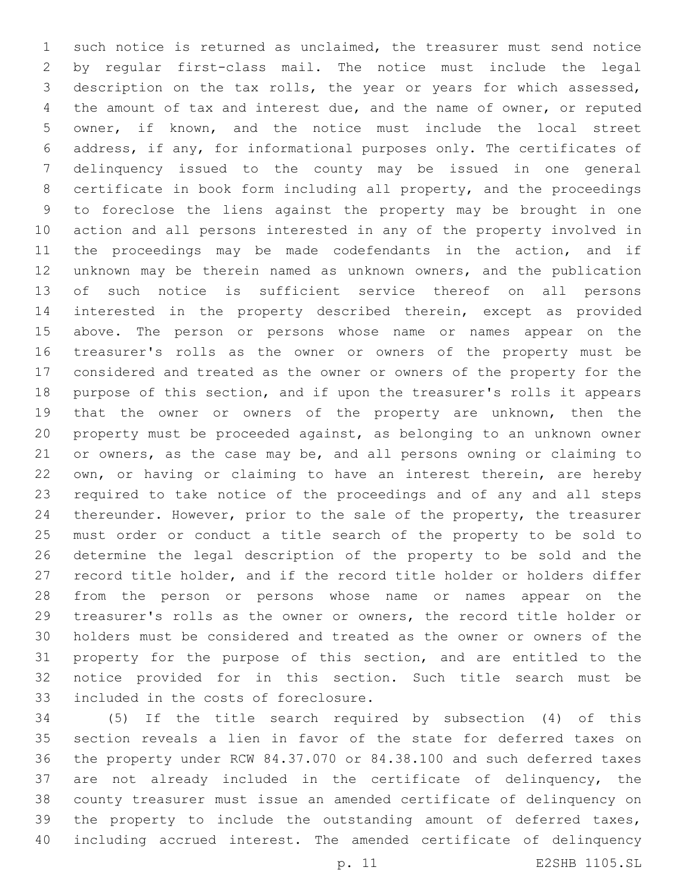such notice is returned as unclaimed, the treasurer must send notice by regular first-class mail. The notice must include the legal description on the tax rolls, the year or years for which assessed, the amount of tax and interest due, and the name of owner, or reputed owner, if known, and the notice must include the local street address, if any, for informational purposes only. The certificates of delinquency issued to the county may be issued in one general certificate in book form including all property, and the proceedings to foreclose the liens against the property may be brought in one action and all persons interested in any of the property involved in the proceedings may be made codefendants in the action, and if unknown may be therein named as unknown owners, and the publication of such notice is sufficient service thereof on all persons interested in the property described therein, except as provided above. The person or persons whose name or names appear on the treasurer's rolls as the owner or owners of the property must be considered and treated as the owner or owners of the property for the purpose of this section, and if upon the treasurer's rolls it appears that the owner or owners of the property are unknown, then the property must be proceeded against, as belonging to an unknown owner or owners, as the case may be, and all persons owning or claiming to own, or having or claiming to have an interest therein, are hereby required to take notice of the proceedings and of any and all steps thereunder. However, prior to the sale of the property, the treasurer must order or conduct a title search of the property to be sold to determine the legal description of the property to be sold and the record title holder, and if the record title holder or holders differ from the person or persons whose name or names appear on the treasurer's rolls as the owner or owners, the record title holder or holders must be considered and treated as the owner or owners of the property for the purpose of this section, and are entitled to the notice provided for in this section. Such title search must be included in the costs of foreclosure.

(5) If the title search required by subsection (4) of this section reveals a lien in favor of the state for deferred taxes on the property under RCW 84.37.070 or 84.38.100 and such deferred taxes are not already included in the certificate of delinquency, the county treasurer must issue an amended certificate of delinquency on the property to include the outstanding amount of deferred taxes, including accrued interest. The amended certificate of delinquency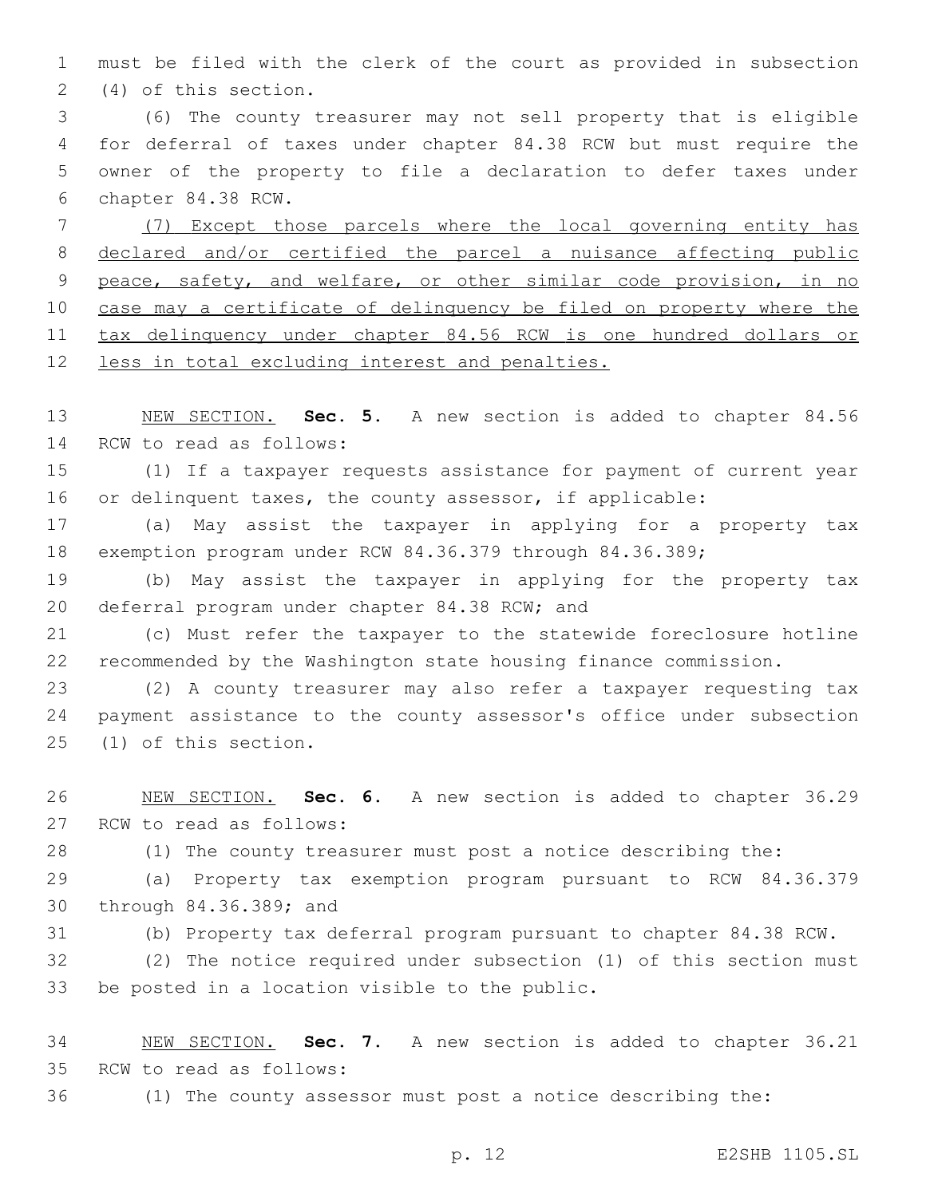must be filed with the clerk of the court as provided in subsection (4) of this section.

(6) The county treasurer may not sell property that is eligible for deferral of taxes under chapter 84.38 RCW but must require the owner of the property to file a declaration to defer taxes under chapter 84.38 RCW.

<u>(7) Except those parcels where the local governing entity has declared and/or certified the parcel a nuisance affecting public peace, safety, and welfare, or other similar code provision, in no case may a certificate of delinquency be filed on property where the tax delinquency under chapter 84.56 RCW is one hundred dollars or less in total excluding interest and penalties.</u>

<u>NEW SECTION.</u> **Sec. 5.** A new section is added to chapter 84.56 RCW to read as follows:

(1) If a taxpayer requests assistance for payment of current year or delinquent taxes, the county assessor, if applicable:

(a) May assist the taxpayer in applying for a property tax exemption program under RCW 84.36.379 through 84.36.389;

(b) May assist the taxpayer in applying for the property tax deferral program under chapter 84.38 RCW; and

(c) Must refer the taxpayer to the statewide foreclosure hotline recommended by the Washington state housing finance commission.

(2) A county treasurer may also refer a taxpayer requesting tax payment assistance to the county assessor's office under subsection (1) of this section.

<u>NEW SECTION.</u> **Sec. 6.** A new section is added to chapter 36.29 RCW to read as follows:

(1) The county treasurer must post a notice describing the:

(a) Property tax exemption program pursuant to RCW 84.36.379 through 84.36.389; and

(b) Property tax deferral program pursuant to chapter 84.38 RCW.

(2) The notice required under subsection (1) of this section must be posted in a location visible to the public.

<u>NEW SECTION.</u> **Sec. 7.** A new section is added to chapter 36.21 RCW to read as follows:

(1) The county assessor must post a notice describing the: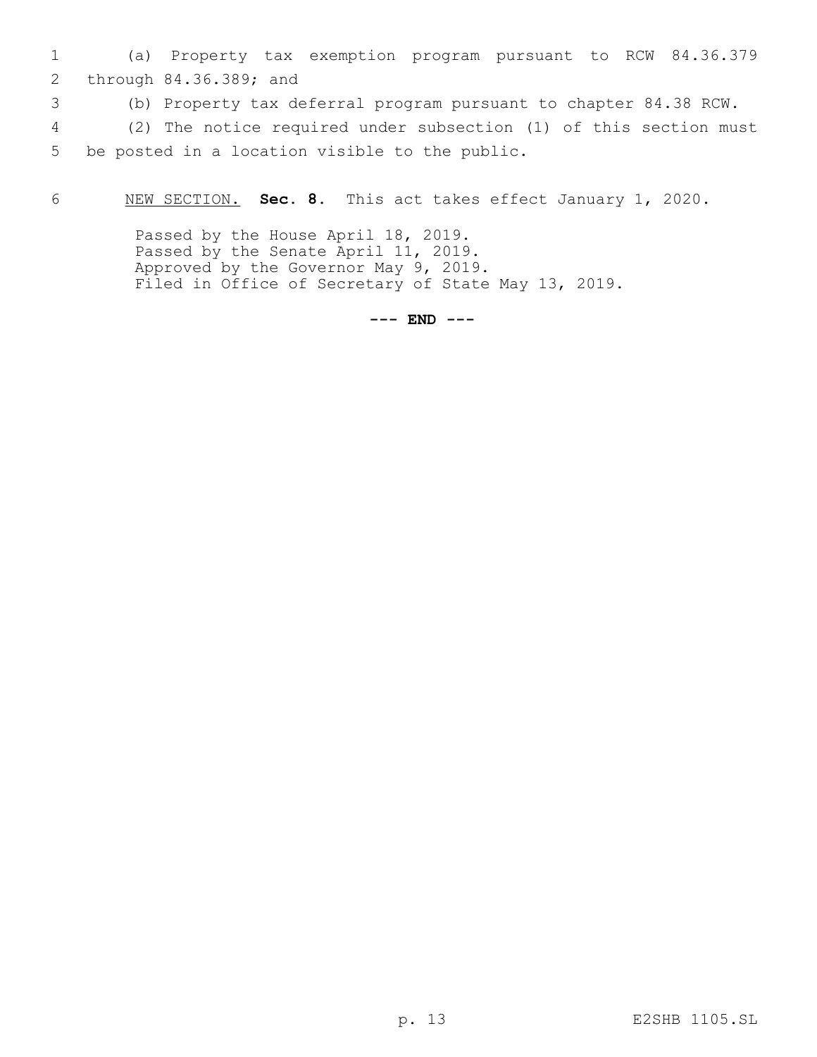(a) Property tax exemption program pursuant to RCW 84.36.379 through 84.36.389; and

(b) Property tax deferral program pursuant to chapter 84.38 RCW.

(2) The notice required under subsection (1) of this section must be posted in a location visible to the public.

NEW SECTION. **Sec. 8.** This act takes effect January 1, 2020.

Passed by the House April 18, 2019.
Passed by the Senate April 11, 2019.
Approved by the Governor May 9, 2019.
Filed in Office of Secretary of State May 13, 2019.

**--- END ---**